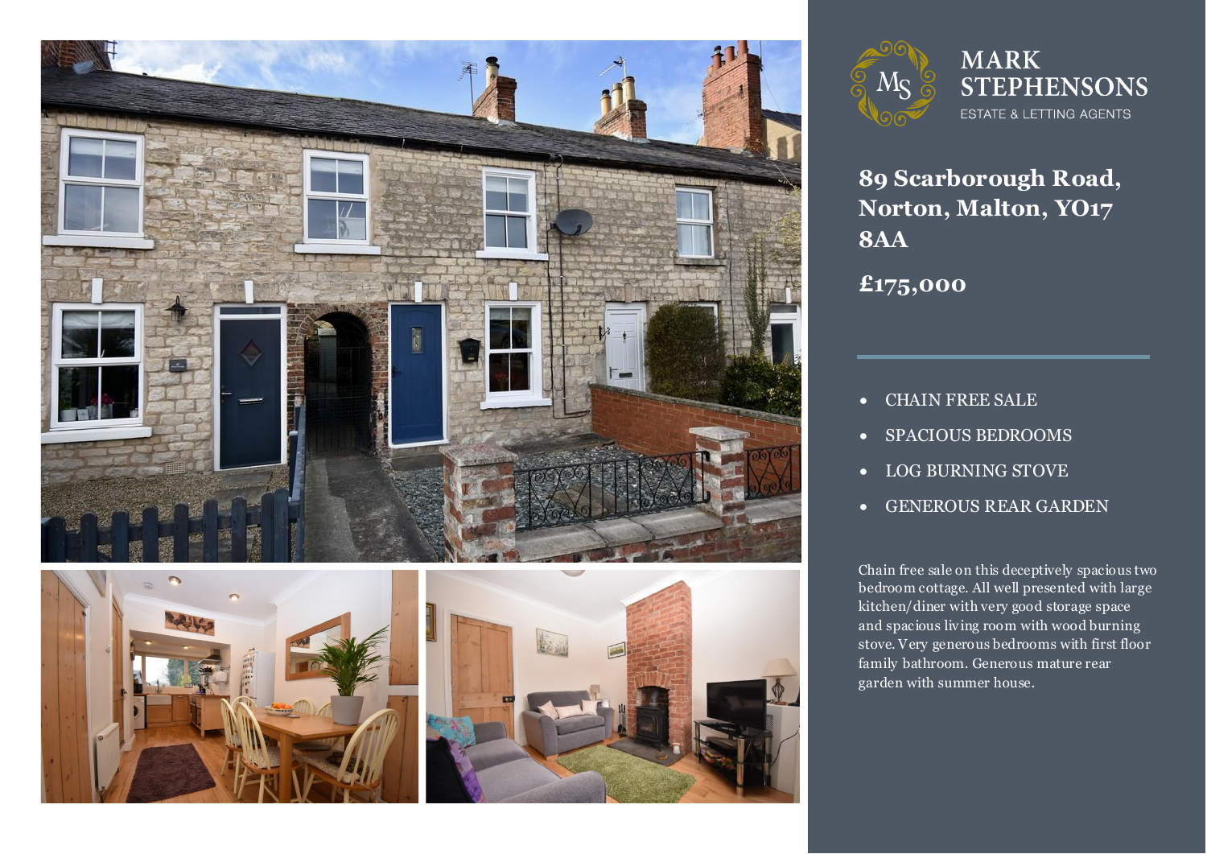MARK STEPHENSONS

ESTATE & LETTING AGENTS

# 89 Scarborough Road, Norton, Malton, YO17 8AA

## £175,000

- CHAIN FREE SALE
- SPACIOUS BEDROOMS
- LOG BURNING STOVE
- GENEROUS REAR GARDEN

Chain free sale on this deceptively spacious two bedroom cottage. All well presented with large kitchen/diner with very good storage space and spacious living room with wood burning stove. Very generous bedrooms with first floor family bathroom. Generous mature rear garden with summer house.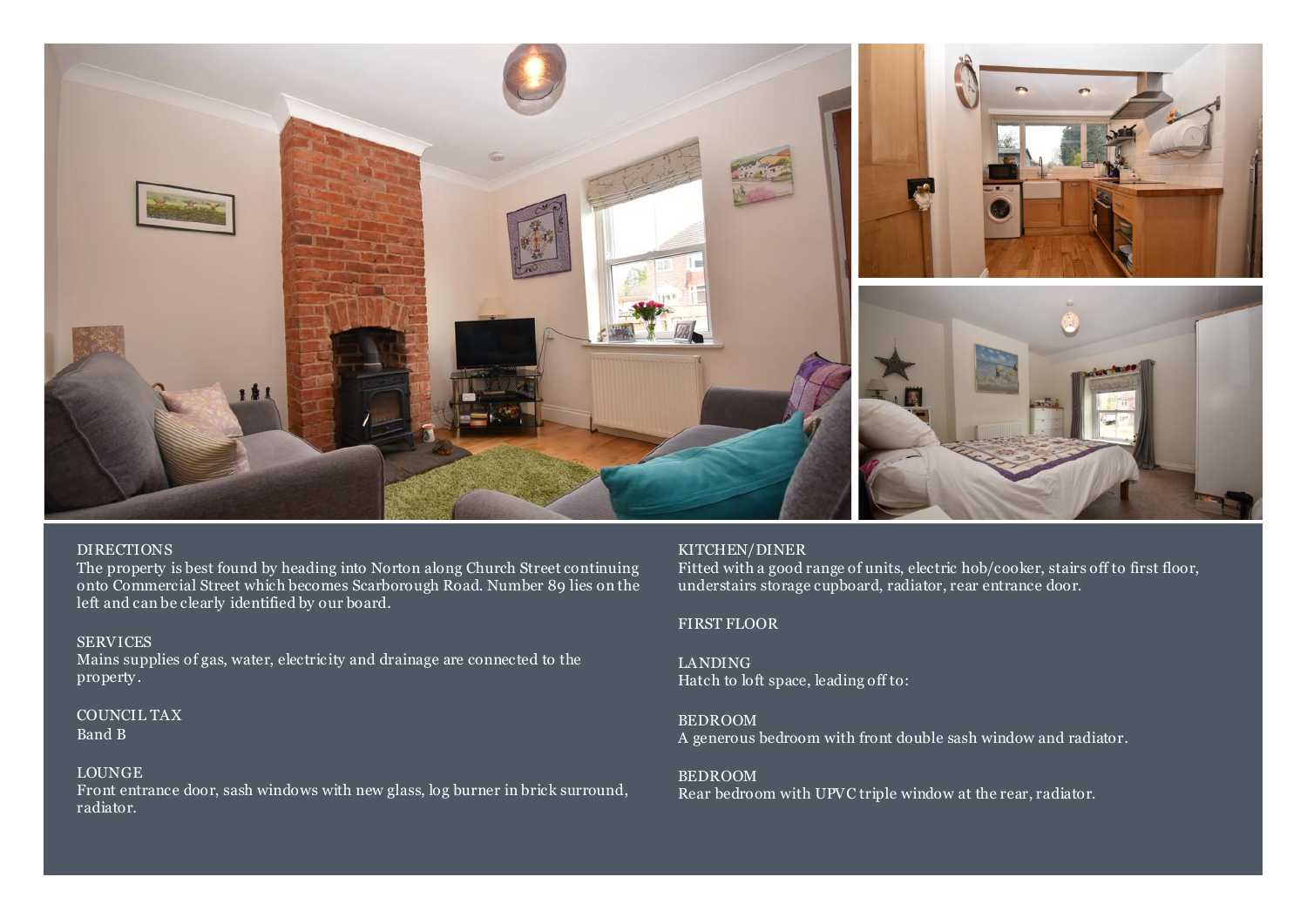## DIRECTIONS

The property is best found by heading into Norton along Church Street continuing onto Commercial Street which becomes Scarborough Road. Number 89 lies on the left and can be clearly identified by our board.

## SERVICES

Mains supplies of gas, water, electricity and drainage are connected to the property.

## COUNCIL TAX

Band B

## LOUNGE

Front entrance door, sash windows with new glass, log burner in brick surround, radiator.

## KITCHEN/DINER

Fitted with a good range of units, electric hob/cooker, stairs off to first floor, understairs storage cupboard, radiator, rear entrance door.

## FIRST FLOOR

## LANDING

Hatch to loft space, leading off to:

## BEDROOM

A generous bedroom with front double sash window and radiator.

## BEDROOM

Rear bedroom with UPVC triple window at the rear, radiator.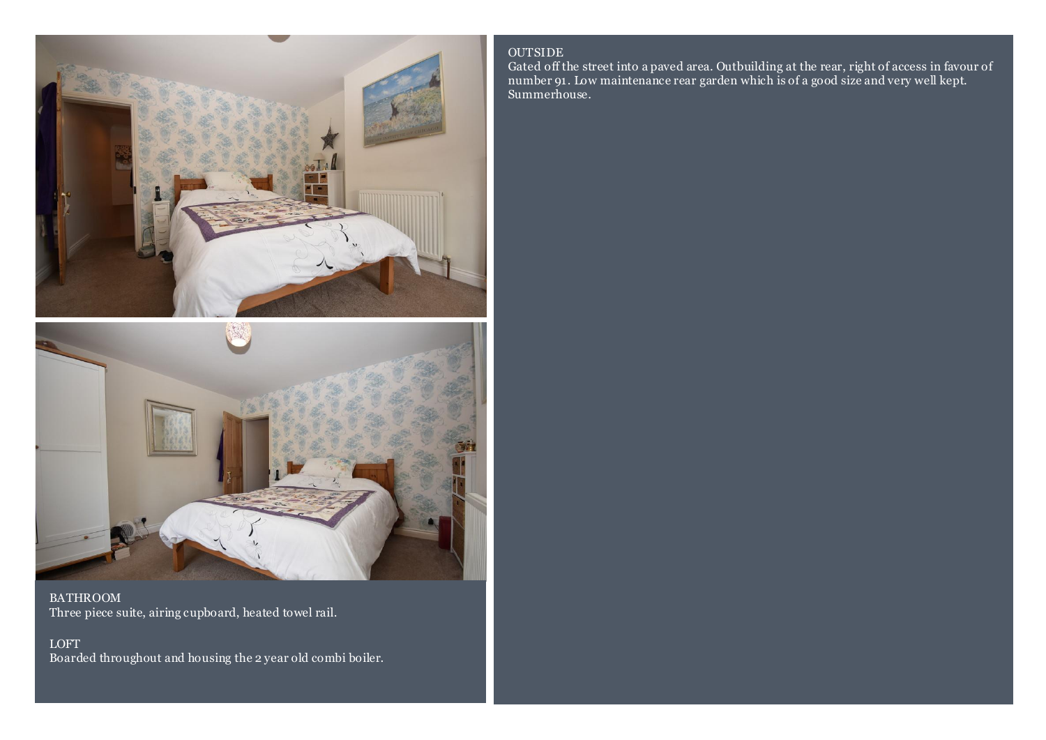BATHROOM
Three piece suite, airing cupboard, heated towel rail.

LOFT
Boarded throughout and housing the 2 year old combi boiler.

OUTSIDE
Gated off the street into a paved area. Outbuilding at the rear, right of access in favour of number 91. Low maintenance rear garden which is of a good size and very well kept. Summerhouse.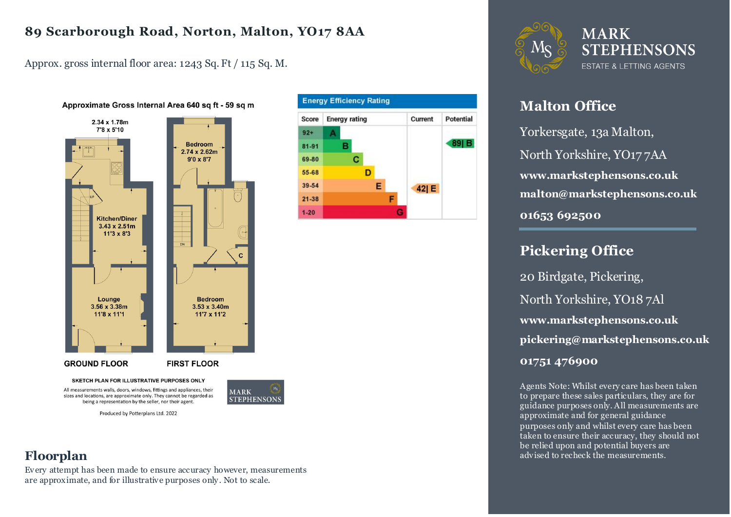# 89 Scarborough Road, Norton, Malton, YO17 8AA

Approx. gross internal floor area: 1243 Sq. Ft / 115 Sq. M.

Approximate Gross Internal Area 640 sq ft - 59 sq m

2.34 x 1.78m
7'8 x 5'10

Kitchen/Diner
3.43 x 2.51m
11'3 x 8'3

Lounge
3.56 x 3.38m
11'8 x 11'1

GROUND FLOOR

Bedroom
2.74 x 2.62m
9'0 x 8'7

Bedroom
3.53 x 3.40m
11'7 x 11'2

FIRST FLOOR

SKETCH PLAN FOR ILLUSTRATIVE PURPOSES ONLY

All measurements walls, doors, windows, fittings and appliances, their sizes and locations, are approximate only. They cannot be regarded as being a representation by the seller, nor their agent.

Produced by Potterplans Ltd. 2022

MARK STEPHENSONS

Energy Efficiency Rating

| Score | Energy rating | Current | Potential |
|---|---|---|---|
| 92+ | A | | |
| 81-91 | B | | 89\| B |
| 69-80 | C | | |
| 55-68 | D | | |
| 39-54 | E | 42\| E | |
| 21-38 | F | | |
| 1-20 | G | | |

## Floorplan

Every attempt has been made to ensure accuracy however, measurements are approximate, and for illustrative purposes only. Not to scale.

MARK STEPHENSONS
ESTATE & LETTING AGENTS

## Malton Office

Yorkersgate, 13a Malton,

North Yorkshire, YO17 7AA

**www.markstephensons.co.uk**

**malton@markstephensons.co.uk**

**01653 692500**

## Pickering Office

20 Birdgate, Pickering,

North Yorkshire, YO18 7Al

**www.markstephensons.co.uk**

**pickering@markstephensons.co.uk**

**01751 476900**

Agents Note: Whilst every care has been taken to prepare these sales particulars, they are for guidance purposes only. All measurements are approximate and for general guidance purposes only and whilst every care has been taken to ensure their accuracy, they should not be relied upon and potential buyers are advised to recheck the measurements.